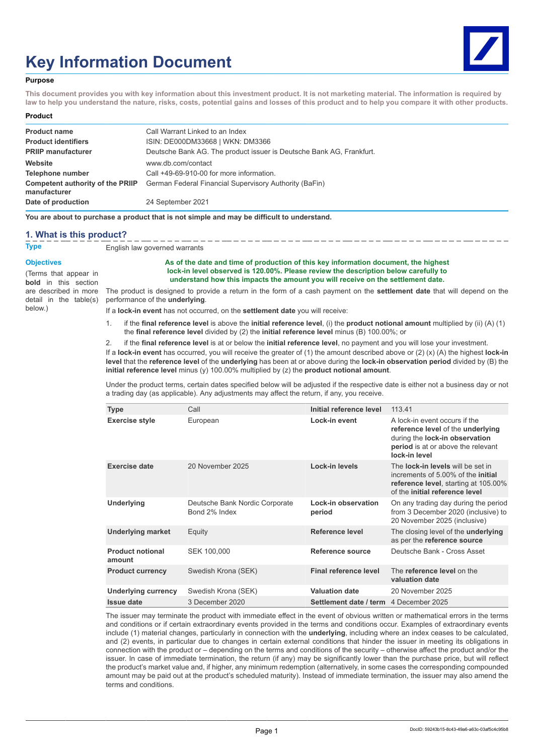# Key Information Document

**Purpose**

**This document provides you with key information about this investment product. It is not marketing material. The information is required by law to help you understand the nature, risks, costs, potential gains and losses of this product and to help you compare it with other products.**

**Product**

| | |
|---|---|
| **Product name** | Call Warrant Linked to an Index |
| **Product identifiers** | ISIN: DE000DM33668 \| WKN: DM3366 |
| **PRIIP manufacturer** | Deutsche Bank AG. The product issuer is Deutsche Bank AG, Frankfurt. |
| **Website** | www.db.com/contact |
| **Telephone number** | Call +49-69-910-00 for more information. |
| **Competent authority of the PRIIP manufacturer** | German Federal Financial Supervisory Authority (BaFin) |
| **Date of production** | 24 September 2021 |

**You are about to purchase a product that is not simple and may be difficult to understand.**

## 1. What is this product?

**Type**

English law governed warrants

**Objectives**

(Terms that appear in **bold** in this section are described in more detail in the table(s) below.)

**As of the date and time of production of this key information document, the highest lock-in level observed is 120.00%. Please review the description below carefully to understand how this impacts the amount you will receive on the settlement date.**

The product is designed to provide a return in the form of a cash payment on the **settlement date** that will depend on the performance of the **underlying**.

If a **lock-in event** has not occurred, on the **settlement date** you will receive:

1. if the **final reference level** is above the **initial reference level**, (i) the **product notional amount** multiplied by (ii) (A) (1) the **final reference level** divided by (2) the **initial reference level** minus (B) 100.00%; or
2. if the **final reference level** is at or below the **initial reference level**, no payment and you will lose your investment.

If a **lock-in event** has occurred, you will receive the greater of (1) the amount described above or (2) (x) (A) the highest **lock-in level** that the **reference level** of the **underlying** has been at or above during the **lock-in observation period** divided by (B) the **initial reference level** minus (y) 100.00% multiplied by (z) the **product notional amount**.

Under the product terms, certain dates specified below will be adjusted if the respective date is either not a business day or not a trading day (as applicable). Any adjustments may affect the return, if any, you receive.

| | | | |
|---|---|---|---|
| **Type** | Call | **Initial reference level** | 113.41 |
| **Exercise style** | European | **Lock-in event** | A lock-in event occurs if the **reference level** of the **underlying** during the **lock-in observation period** is at or above the relevant **lock-in level** |
| **Exercise date** | 20 November 2025 | **Lock-in levels** | The **lock-in levels** will be set in increments of 5.00% of the **initial reference level**, starting at 105.00% of the **initial reference level** |
| **Underlying** | Deutsche Bank Nordic Corporate Bond 2% Index | **Lock-in observation period** | On any trading day during the period from 3 December 2020 (inclusive) to 20 November 2025 (inclusive) |
| **Underlying market** | Equity | **Reference level** | The closing level of the **underlying** as per the **reference source** |
| **Product notional amount** | SEK 100,000 | **Reference source** | Deutsche Bank - Cross Asset |
| **Product currency** | Swedish Krona (SEK) | **Final reference level** | The **reference level** on the **valuation date** |
| **Underlying currency** | Swedish Krona (SEK) | **Valuation date** | 20 November 2025 |
| **Issue date** | 3 December 2020 | **Settlement date / term** | 4 December 2025 |

The issuer may terminate the product with immediate effect in the event of obvious written or mathematical errors in the terms and conditions or if certain extraordinary events provided in the terms and conditions occur. Examples of extraordinary events include (1) material changes, particularly in connection with the **underlying**, including where an index ceases to be calculated, and (2) events, in particular due to changes in certain external conditions that hinder the issuer in meeting its obligations in connection with the product or – depending on the terms and conditions of the security – otherwise affect the product and/or the issuer. In case of immediate termination, the return (if any) may be significantly lower than the purchase price, but will reflect the product's market value and, if higher, any minimum redemption (alternatively, in some cases the corresponding compounded amount may be paid out at the product's scheduled maturity). Instead of immediate termination, the issuer may also amend the terms and conditions.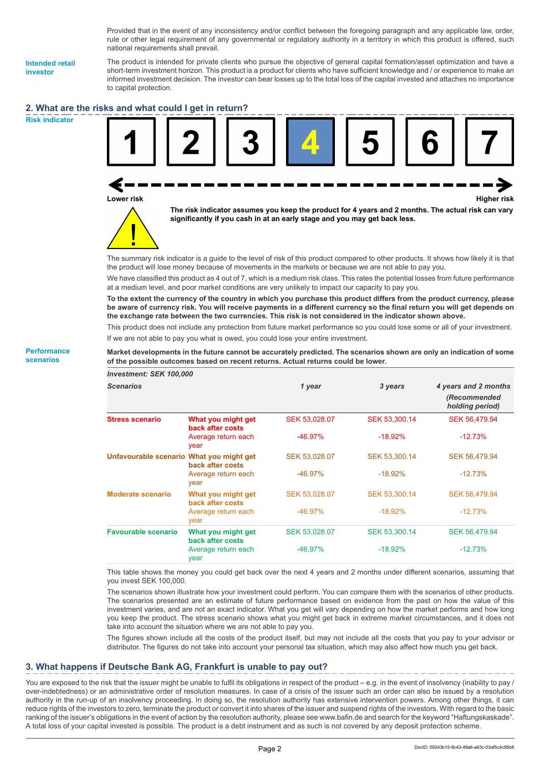Provided that in the event of any inconsistency and/or conflict between the foregoing paragraph and any applicable law, order, rule or other legal requirement of any governmental or regulatory authority in a territory in which this product is offered, such national requirements shall prevail.

**Intended retail investor**

The product is intended for private clients who pursue the objective of general capital formation/asset optimization and have a short-term investment horizon. This product is a product for clients who have sufficient knowledge and / or experience to make an informed investment decision. The investor can bear losses up to the total loss of the capital invested and attaches no importance to capital protection.

## 2. What are the risks and what could I get in return?

**Risk indicator**

| 1 | 2 | 3 | **4** | 5 | 6 | 7 |
|---|---|---|---|---|---|---|

Lower risk ← → Higher risk

**The risk indicator assumes you keep the product for 4 years and 2 months. The actual risk can vary significantly if you cash in at an early stage and you may get back less.**

The summary risk indicator is a guide to the level of risk of this product compared to other products. It shows how likely it is that the product will lose money because of movements in the markets or because we are not able to pay you.

We have classified this product as 4 out of 7, which is a medium risk class. This rates the potential losses from future performance at a medium level, and poor market conditions are very unlikely to impact our capacity to pay you.

**To the extent the currency of the country in which you purchase this product differs from the product currency, please be aware of currency risk. You will receive payments in a different currency so the final return you will get depends on the exchange rate between the two currencies. This risk is not considered in the indicator shown above.**

This product does not include any protection from future market performance so you could lose some or all of your investment.

If we are not able to pay you what is owed, you could lose your entire investment.

**Performance scenarios**

**Market developments in the future cannot be accurately predicted. The scenarios shown are only an indication of some of the possible outcomes based on recent returns. Actual returns could be lower.**

| ***Investment: SEK 100,000*** | | | | |
|---|---|---|---|---|
| ***Scenarios*** | | ***1 year*** | ***3 years*** | ***4 years and 2 months (Recommended holding period)*** |
| **Stress scenario** | **What you might get back after costs** | SEK 53,028.07 | SEK 53,300.14 | SEK 56,479.94 |
| | Average return each year | -46.97% | -18.92% | -12.73% |
| **Unfavourable scenario** | **What you might get back after costs** | SEK 53,028.07 | SEK 53,300.14 | SEK 56,479.94 |
| | Average return each year | -46.97% | -18.92% | -12.73% |
| **Moderate scenario** | **What you might get back after costs** | SEK 53,028.07 | SEK 53,300.14 | SEK 56,479.94 |
| | Average return each year | -46.97% | -18.92% | -12.73% |
| **Favourable scenario** | **What you might get back after costs** | SEK 53,028.07 | SEK 53,300.14 | SEK 56,479.94 |
| | Average return each year | -46.97% | -18.92% | -12.73% |

This table shows the money you could get back over the next 4 years and 2 months under different scenarios, assuming that you invest SEK 100,000.

The scenarios shown illustrate how your investment could perform. You can compare them with the scenarios of other products. The scenarios presented are an estimate of future performance based on evidence from the past on how the value of this investment varies, and are not an exact indicator. What you get will vary depending on how the market performs and how long you keep the product. The stress scenario shows what you might get back in extreme market circumstances, and it does not take into account the situation where we are not able to pay you.

The figures shown include all the costs of the product itself, but may not include all the costs that you pay to your advisor or distributor. The figures do not take into account your personal tax situation, which may also affect how much you get back.

## 3. What happens if Deutsche Bank AG, Frankfurt is unable to pay out?

You are exposed to the risk that the issuer might be unable to fulfil its obligations in respect of the product – e.g. in the event of insolvency (inability to pay / over-indebtedness) or an administrative order of resolution measures. In case of a crisis of the issuer such an order can also be issued by a resolution authority in the run-up of an insolvency proceeding. In doing so, the resolution authority has extensive intervention powers. Among other things, it can reduce rights of the investors to zero, terminate the product or convert it into shares of the issuer and suspend rights of the investors. With regard to the basic ranking of the issuer's obligations in the event of action by the resolution authority, please see www.bafin.de and search for the keyword "Haftungskaskade". A total loss of your capital invested is possible. The product is a debt instrument and as such is not covered by any deposit protection scheme.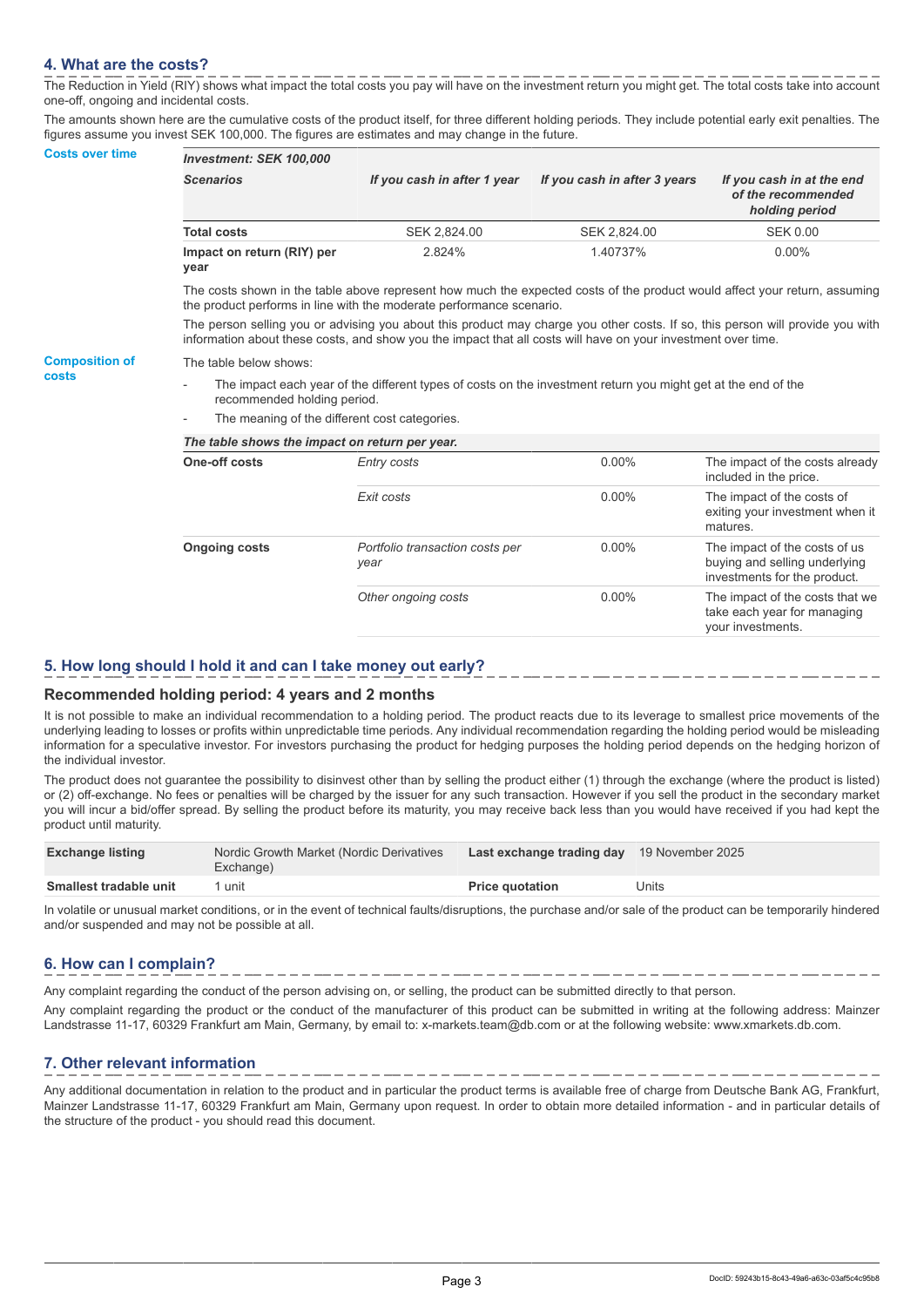## 4. What are the costs?

The Reduction in Yield (RIY) shows what impact the total costs you pay will have on the investment return you might get. The total costs take into account one-off, ongoing and incidental costs.

The amounts shown here are the cumulative costs of the product itself, for three different holding periods. They include potential early exit penalties. The figures assume you invest SEK 100,000. The figures are estimates and may change in the future.

**Costs over time**

| *Investment: SEK 100,000* | | | |
|---|---|---|---|
| ***Scenarios*** | ***If you cash in after 1 year*** | ***If you cash in after 3 years*** | ***If you cash in at the end of the recommended holding period*** |
| **Total costs** | SEK 2,824.00 | SEK 2,824.00 | SEK 0.00 |
| **Impact on return (RIY) per year** | 2.824% | 1.40737% | 0.00% |

The costs shown in the table above represent how much the expected costs of the product would affect your return, assuming the product performs in line with the moderate performance scenario.

The person selling you or advising you about this product may charge you other costs. If so, this person will provide you with information about these costs, and show you the impact that all costs will have on your investment over time.

**Composition of costs**

The table below shows:

- The impact each year of the different types of costs on the investment return you might get at the end of the recommended holding period.
- The meaning of the different cost categories.

| *The table shows the impact on return per year.* | | | |
|---|---|---|---|
| **One-off costs** | *Entry costs* | 0.00% | The impact of the costs already included in the price. |
| | *Exit costs* | 0.00% | The impact of the costs of exiting your investment when it matures. |
| **Ongoing costs** | *Portfolio transaction costs per year* | 0.00% | The impact of the costs of us buying and selling underlying investments for the product. |
| | *Other ongoing costs* | 0.00% | The impact of the costs that we take each year for managing your investments. |

## 5. How long should I hold it and can I take money out early?

### Recommended holding period: 4 years and 2 months

It is not possible to make an individual recommendation to a holding period. The product reacts due to its leverage to smallest price movements of the underlying leading to losses or profits within unpredictable time periods. Any individual recommendation regarding the holding period would be misleading information for a speculative investor. For investors purchasing the product for hedging purposes the holding period depends on the hedging horizon of the individual investor.

The product does not guarantee the possibility to disinvest other than by selling the product either (1) through the exchange (where the product is listed) or (2) off-exchange. No fees or penalties will be charged by the issuer for any such transaction. However if you sell the product in the secondary market you will incur a bid/offer spread. By selling the product before its maturity, you may receive back less than you would have received if you had kept the product until maturity.

| | | | |
|---|---|---|---|
| **Exchange listing** | Nordic Growth Market (Nordic Derivatives Exchange) | **Last exchange trading day** | 19 November 2025 |
| **Smallest tradable unit** | 1 unit | **Price quotation** | Units |

In volatile or unusual market conditions, or in the event of technical faults/disruptions, the purchase and/or sale of the product can be temporarily hindered and/or suspended and may not be possible at all.

## 6. How can I complain?

Any complaint regarding the conduct of the person advising on, or selling, the product can be submitted directly to that person.

Any complaint regarding the product or the conduct of the manufacturer of this product can be submitted in writing at the following address: Mainzer Landstrasse 11-17, 60329 Frankfurt am Main, Germany, by email to: x-markets.team@db.com or at the following website: www.xmarkets.db.com.

## 7. Other relevant information

Any additional documentation in relation to the product and in particular the product terms is available free of charge from Deutsche Bank AG, Frankfurt, Mainzer Landstrasse 11-17, 60329 Frankfurt am Main, Germany upon request. In order to obtain more detailed information - and in particular details of the structure of the product - you should read this document.